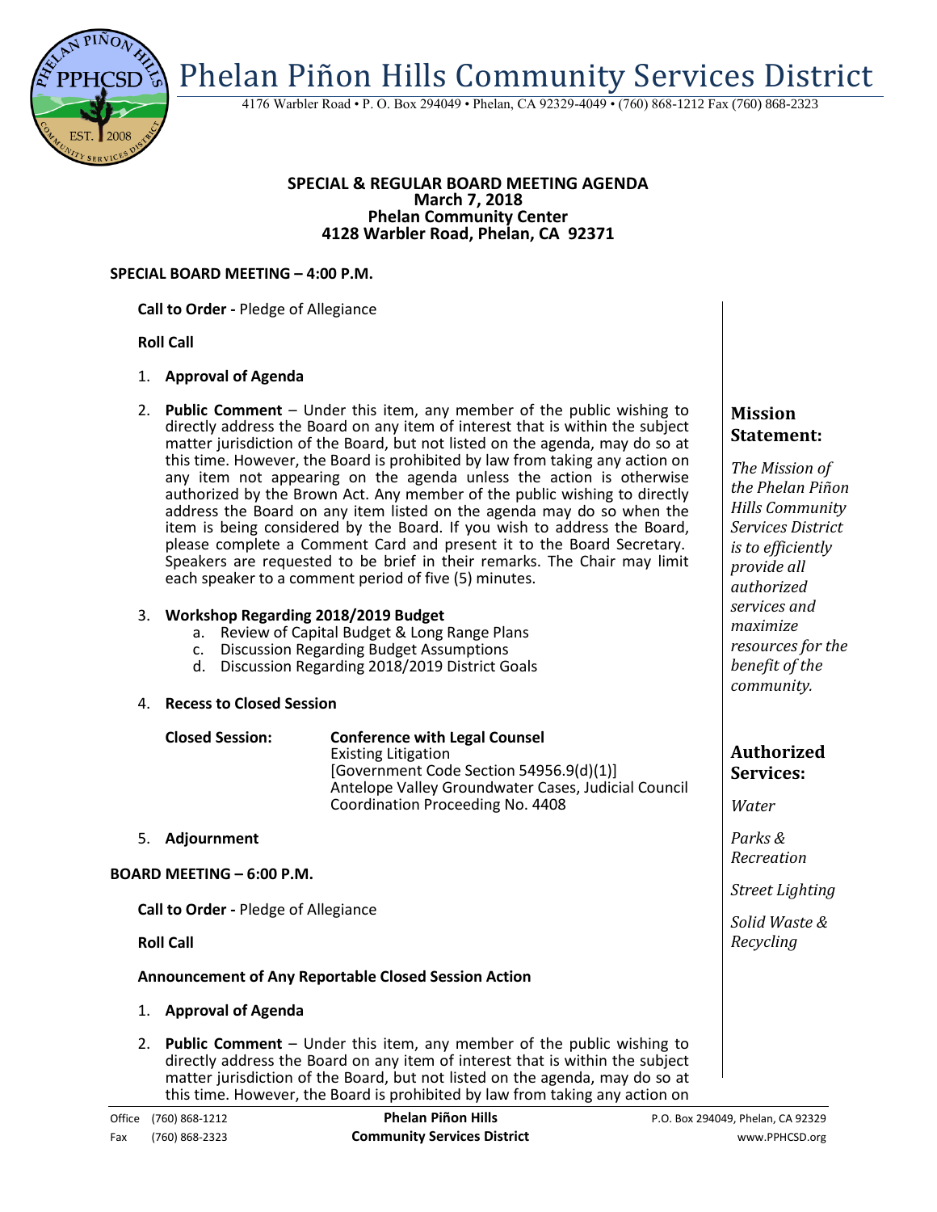# Phelan Piñon Hills Community Services District

4176 Warbler Road • P. O. Box 294049 • Phelan, CA 92329-4049 • (760) 868-1212 Fax (760) 868-2323

## SPECIAL & REGULAR BOARD MEETING AGENDA
**March 7, 2018**
**Phelan Community Center**
**4128 Warbler Road, Phelan, CA 92371**

### SPECIAL BOARD MEETING – 4:00 P.M.

**Call to Order -** Pledge of Allegiance

**Roll Call**

1. **Approval of Agenda**

2. **Public Comment** – Under this item, any member of the public wishing to directly address the Board on any item of interest that is within the subject matter jurisdiction of the Board, but not listed on the agenda, may do so at this time. However, the Board is prohibited by law from taking any action on any item not appearing on the agenda unless the action is otherwise authorized by the Brown Act. Any member of the public wishing to directly address the Board on any item listed on the agenda may do so when the item is being considered by the Board. If you wish to address the Board, please complete a Comment Card and present it to the Board Secretary. Speakers are requested to be brief in their remarks. The Chair may limit each speaker to a comment period of five (5) minutes.

3. **Workshop Regarding 2018/2019 Budget**
   a. Review of Capital Budget & Long Range Plans
   c. Discussion Regarding Budget Assumptions
   d. Discussion Regarding 2018/2019 District Goals

4. **Recess to Closed Session**

   **Closed Session:** **Conference with Legal Counsel**
   Existing Litigation
   [Government Code Section 54956.9(d)(1)]
   Antelope Valley Groundwater Cases, Judicial Council Coordination Proceeding No. 4408

5. **Adjournment**

### BOARD MEETING – 6:00 P.M.

**Call to Order -** Pledge of Allegiance

**Roll Call**

**Announcement of Any Reportable Closed Session Action**

1. **Approval of Agenda**

2. **Public Comment** – Under this item, any member of the public wishing to directly address the Board on any item of interest that is within the subject matter jurisdiction of the Board, but not listed on the agenda, may do so at this time. However, the Board is prohibited by law from taking any action on

**Mission Statement:**

*The Mission of the Phelan Piñon Hills Community Services District is to efficiently provide all authorized services and maximize resources for the benefit of the community.*

**Authorized Services:**

*Water*

*Parks & Recreation*

*Street Lighting*

*Solid Waste & Recycling*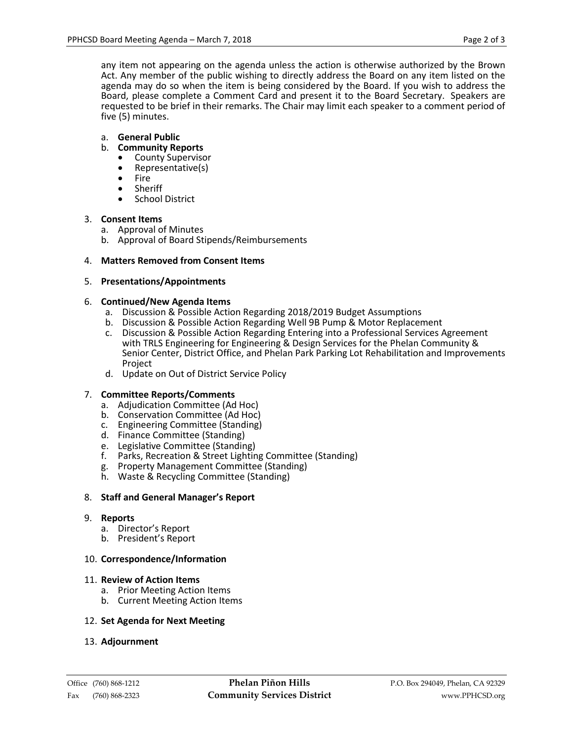any item not appearing on the agenda unless the action is otherwise authorized by the Brown Act. Any member of the public wishing to directly address the Board on any item listed on the agenda may do so when the item is being considered by the Board. If you wish to address the Board, please complete a Comment Card and present it to the Board Secretary. Speakers are requested to be brief in their remarks. The Chair may limit each speaker to a comment period of five (5) minutes.

a. **General Public**
b. **Community Reports**
   - County Supervisor
   - Representative(s)
   - Fire
   - Sheriff
   - School District

3. **Consent Items**
   a. Approval of Minutes
   b. Approval of Board Stipends/Reimbursements

4. **Matters Removed from Consent Items**

5. **Presentations/Appointments**

6. **Continued/New Agenda Items**
   a. Discussion & Possible Action Regarding 2018/2019 Budget Assumptions
   b. Discussion & Possible Action Regarding Well 9B Pump & Motor Replacement
   c. Discussion & Possible Action Regarding Entering into a Professional Services Agreement with TRLS Engineering for Engineering & Design Services for the Phelan Community & Senior Center, District Office, and Phelan Park Parking Lot Rehabilitation and Improvements Project
   d. Update on Out of District Service Policy

7. **Committee Reports/Comments**
   a. Adjudication Committee (Ad Hoc)
   b. Conservation Committee (Ad Hoc)
   c. Engineering Committee (Standing)
   d. Finance Committee (Standing)
   e. Legislative Committee (Standing)
   f. Parks, Recreation & Street Lighting Committee (Standing)
   g. Property Management Committee (Standing)
   h. Waste & Recycling Committee (Standing)

8. **Staff and General Manager's Report**

9. **Reports**
   a. Director's Report
   b. President's Report

10. **Correspondence/Information**

11. **Review of Action Items**
    a. Prior Meeting Action Items
    b. Current Meeting Action Items

12. **Set Agenda for Next Meeting**

13. **Adjournment**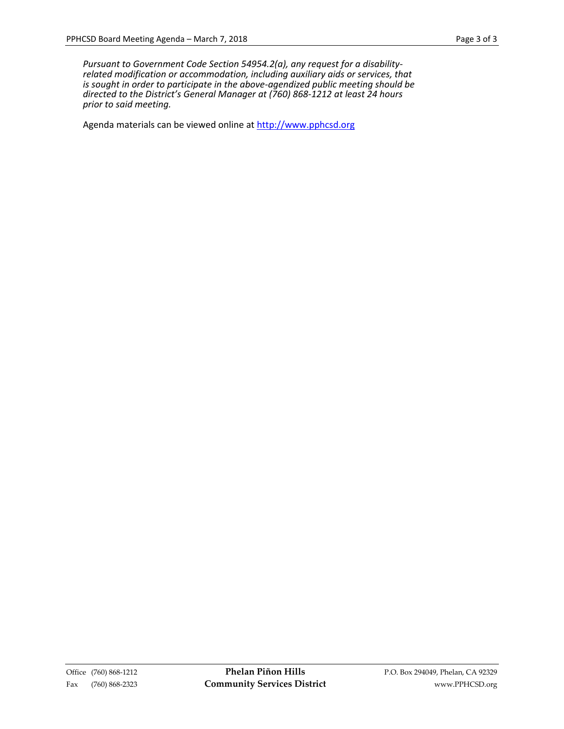*Pursuant to Government Code Section 54954.2(a), any request for a disability-related modification or accommodation, including auxiliary aids or services, that is sought in order to participate in the above-agendized public meeting should be directed to the District's General Manager at (760) 868-1212 at least 24 hours prior to said meeting.*

Agenda materials can be viewed online at http://www.pphcsd.org